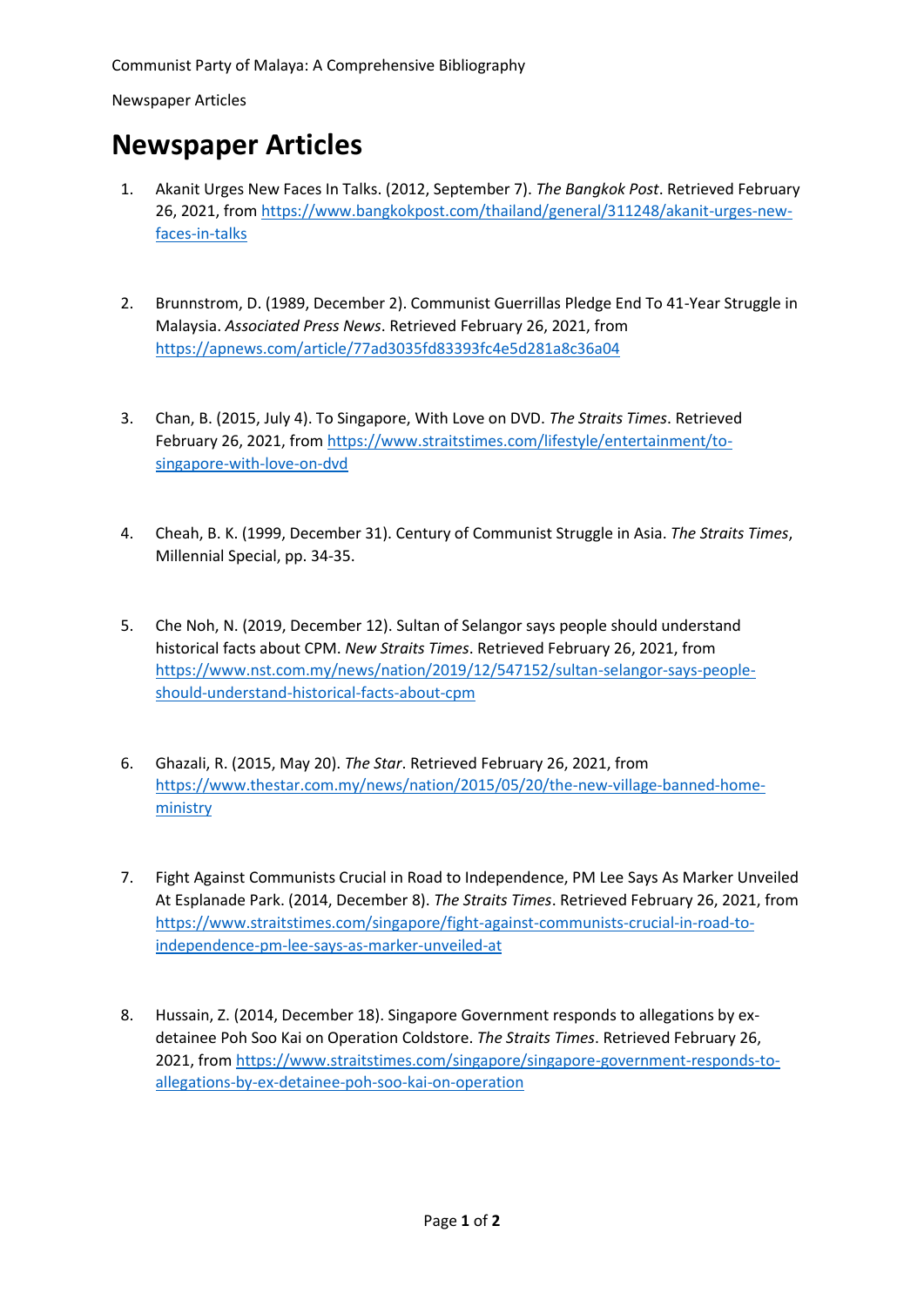# Newspaper Articles

1. Akanit Urges New Faces In Talks. (2012, September 7). *The Bangkok Post*. Retrieved February 26, 2021, from https://www.bangkokpost.com/thailand/general/311248/akanit-urges-new-faces-in-talks

2. Brunnstrom, D. (1989, December 2). Communist Guerrillas Pledge End To 41-Year Struggle in Malaysia. *Associated Press News*. Retrieved February 26, 2021, from https://apnews.com/article/77ad3035fd83393fc4e5d281a8c36a04

3. Chan, B. (2015, July 4). To Singapore, With Love on DVD. *The Straits Times*. Retrieved February 26, 2021, from https://www.straitstimes.com/lifestyle/entertainment/to-singapore-with-love-on-dvd

4. Cheah, B. K. (1999, December 31). Century of Communist Struggle in Asia. *The Straits Times*, Millennial Special, pp. 34-35.

5. Che Noh, N. (2019, December 12). Sultan of Selangor says people should understand historical facts about CPM. *New Straits Times*. Retrieved February 26, 2021, from https://www.nst.com.my/news/nation/2019/12/547152/sultan-selangor-says-people-should-understand-historical-facts-about-cpm

6. Ghazali, R. (2015, May 20). *The Star*. Retrieved February 26, 2021, from https://www.thestar.com.my/news/nation/2015/05/20/the-new-village-banned-home-ministry

7. Fight Against Communists Crucial in Road to Independence, PM Lee Says As Marker Unveiled At Esplanade Park. (2014, December 8). *The Straits Times*. Retrieved February 26, 2021, from https://www.straitstimes.com/singapore/fight-against-communists-crucial-in-road-to-independence-pm-lee-says-as-marker-unveiled-at

8. Hussain, Z. (2014, December 18). Singapore Government responds to allegations by ex-detainee Poh Soo Kai on Operation Coldstore. *The Straits Times*. Retrieved February 26, 2021, from https://www.straitstimes.com/singapore/singapore-government-responds-to-allegations-by-ex-detainee-poh-soo-kai-on-operation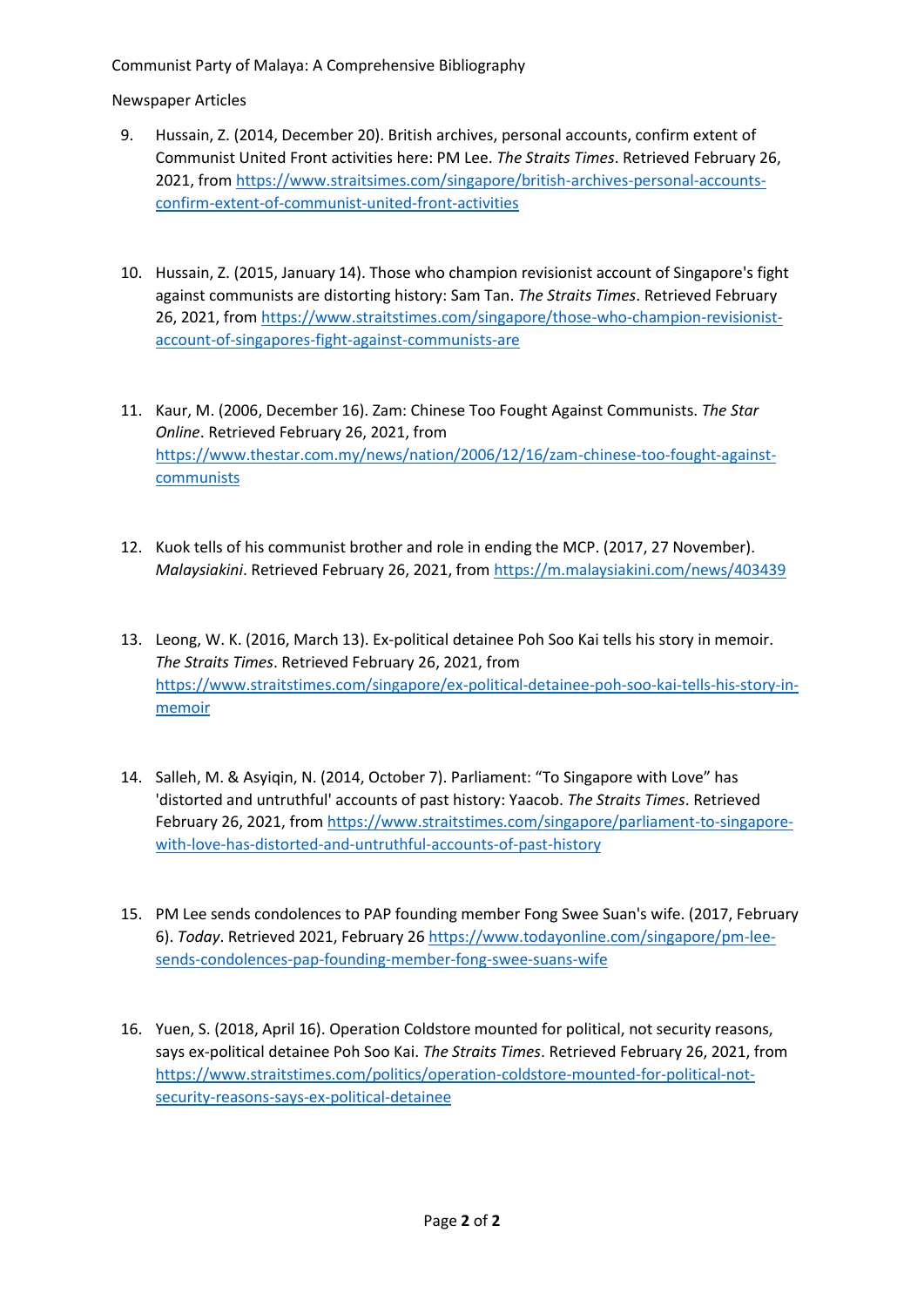Communist Party of Malaya: A Comprehensive Bibliography

Newspaper Articles

9. Hussain, Z. (2014, December 20). British archives, personal accounts, confirm extent of Communist United Front activities here: PM Lee. *The Straits Times*. Retrieved February 26, 2021, from https://www.straitstimes.com/singapore/british-archives-personal-accounts-confirm-extent-of-communist-united-front-activities

10. Hussain, Z. (2015, January 14). Those who champion revisionist account of Singapore's fight against communists are distorting history: Sam Tan. *The Straits Times*. Retrieved February 26, 2021, from https://www.straitstimes.com/singapore/those-who-champion-revisionist-account-of-singapores-fight-against-communists-are

11. Kaur, M. (2006, December 16). Zam: Chinese Too Fought Against Communists. *The Star Online*. Retrieved February 26, 2021, from https://www.thestar.com.my/news/nation/2006/12/16/zam-chinese-too-fought-against-communists

12. Kuok tells of his communist brother and role in ending the MCP. (2017, 27 November). *Malaysiakini*. Retrieved February 26, 2021, from https://m.malaysiakini.com/news/403439

13. Leong, W. K. (2016, March 13). Ex-political detainee Poh Soo Kai tells his story in memoir. *The Straits Times*. Retrieved February 26, 2021, from https://www.straitstimes.com/singapore/ex-political-detainee-poh-soo-kai-tells-his-story-in-memoir

14. Salleh, M. & Asyiqin, N. (2014, October 7). Parliament: "To Singapore with Love" has 'distorted and untruthful' accounts of past history: Yaacob. *The Straits Times*. Retrieved February 26, 2021, from https://www.straitstimes.com/singapore/parliament-to-singapore-with-love-has-distorted-and-untruthful-accounts-of-past-history

15. PM Lee sends condolences to PAP founding member Fong Swee Suan's wife. (2017, February 6). *Today*. Retrieved 2021, February 26 https://www.todayonline.com/singapore/pm-lee-sends-condolences-pap-founding-member-fong-swee-suans-wife

16. Yuen, S. (2018, April 16). Operation Coldstore mounted for political, not security reasons, says ex-political detainee Poh Soo Kai. *The Straits Times*. Retrieved February 26, 2021, from https://www.straitstimes.com/politics/operation-coldstore-mounted-for-political-not-security-reasons-says-ex-political-detainee